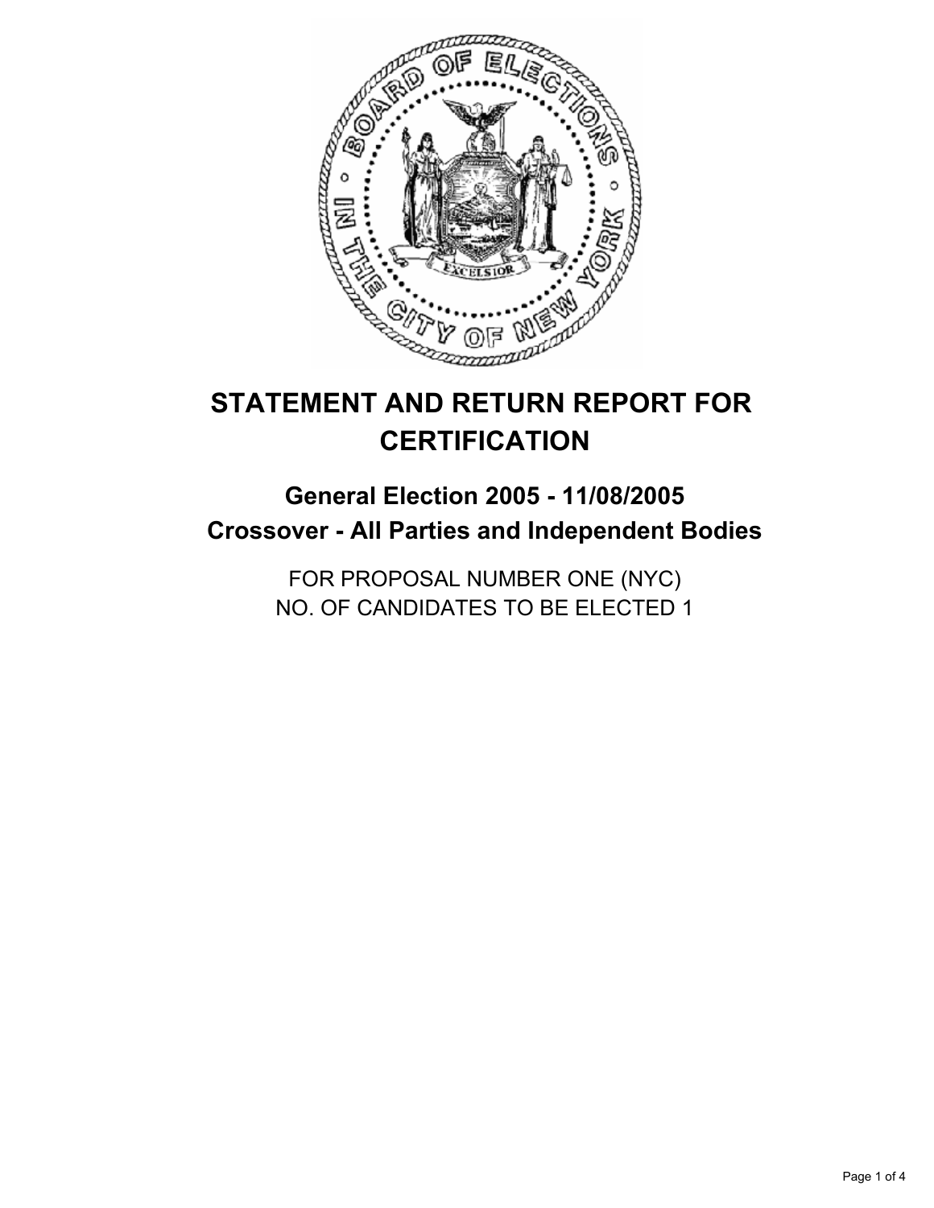# STATEMENT AND RETURN REPORT FOR CERTIFICATION

## General Election 2005 - 11/08/2005
## Crossover - All Parties and Independent Bodies

FOR PROPOSAL NUMBER ONE (NYC)
NO. OF CANDIDATES TO BE ELECTED 1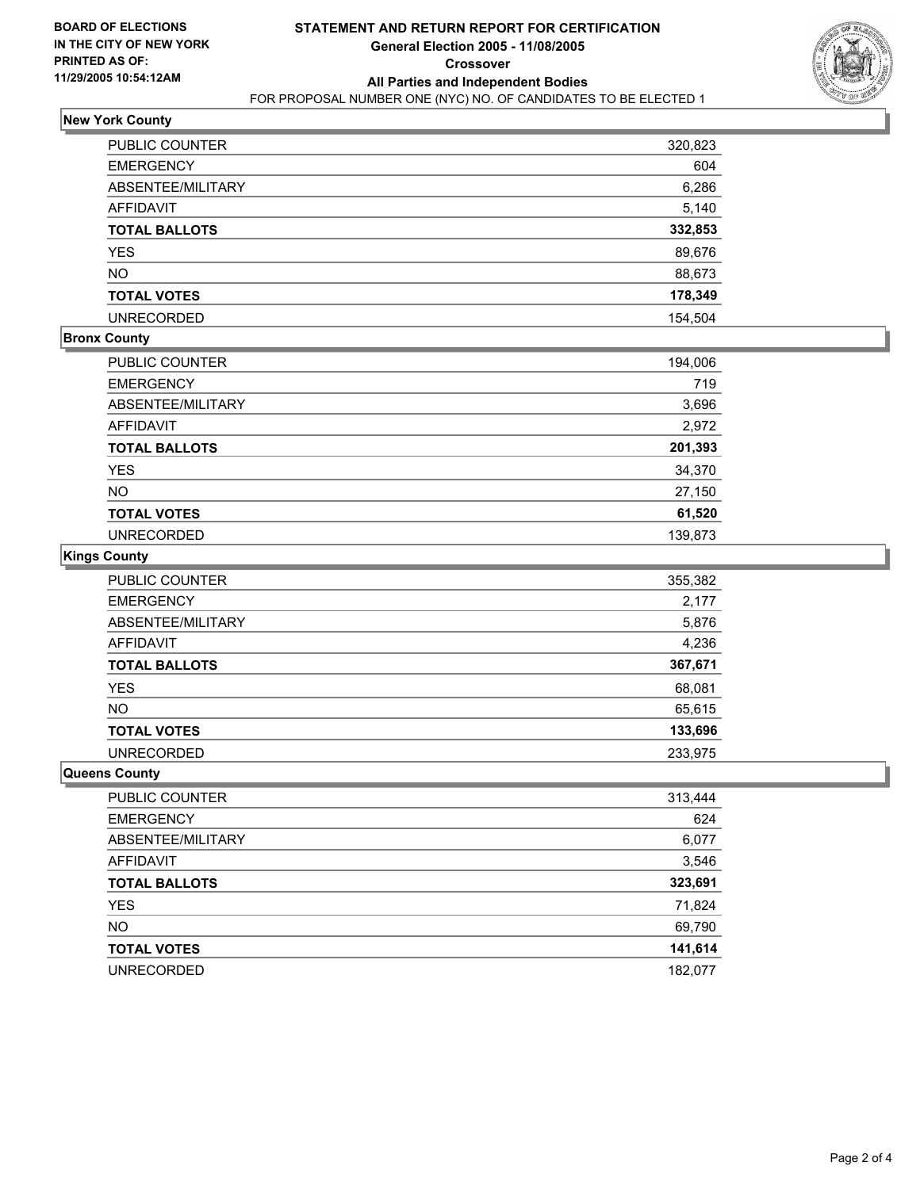**BOARD OF ELECTIONS IN THE CITY OF NEW YORK**
**PRINTED AS OF: 11/29/2005 10:54:12AM**

# STATEMENT AND RETURN REPORT FOR CERTIFICATION
## General Election 2005 - 11/08/2005
## Crossover
## All Parties and Independent Bodies

FOR PROPOSAL NUMBER ONE (NYC) NO. OF CANDIDATES TO BE ELECTED 1

### New York County

| | |
|---|---|
| PUBLIC COUNTER | 320,823 |
| EMERGENCY | 604 |
| ABSENTEE/MILITARY | 6,286 |
| AFFIDAVIT | 5,140 |
| **TOTAL BALLOTS** | **332,853** |
| YES | 89,676 |
| NO | 88,673 |
| **TOTAL VOTES** | **178,349** |
| UNRECORDED | 154,504 |

### Bronx County

| | |
|---|---|
| PUBLIC COUNTER | 194,006 |
| EMERGENCY | 719 |
| ABSENTEE/MILITARY | 3,696 |
| AFFIDAVIT | 2,972 |
| **TOTAL BALLOTS** | **201,393** |
| YES | 34,370 |
| NO | 27,150 |
| **TOTAL VOTES** | **61,520** |
| UNRECORDED | 139,873 |

### Kings County

| | |
|---|---|
| PUBLIC COUNTER | 355,382 |
| EMERGENCY | 2,177 |
| ABSENTEE/MILITARY | 5,876 |
| AFFIDAVIT | 4,236 |
| **TOTAL BALLOTS** | **367,671** |
| YES | 68,081 |
| NO | 65,615 |
| **TOTAL VOTES** | **133,696** |
| UNRECORDED | 233,975 |

### Queens County

| | |
|---|---|
| PUBLIC COUNTER | 313,444 |
| EMERGENCY | 624 |
| ABSENTEE/MILITARY | 6,077 |
| AFFIDAVIT | 3,546 |
| **TOTAL BALLOTS** | **323,691** |
| YES | 71,824 |
| NO | 69,790 |
| **TOTAL VOTES** | **141,614** |
| UNRECORDED | 182,077 |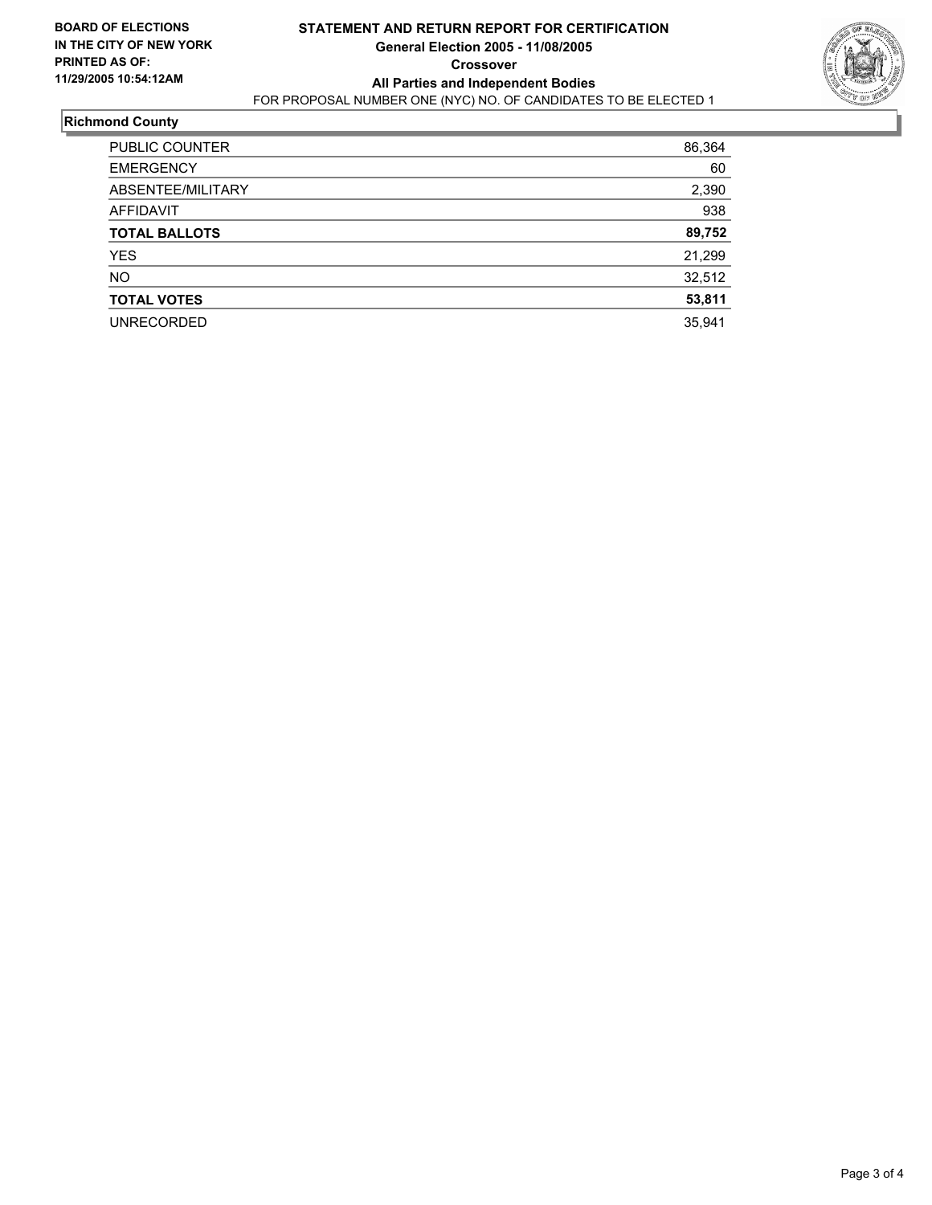**BOARD OF ELECTIONS IN THE CITY OF NEW YORK PRINTED AS OF: 11/29/2005 10:54:12AM**

# STATEMENT AND RETURN REPORT FOR CERTIFICATION
## General Election 2005 - 11/08/2005
## Crossover
## All Parties and Independent Bodies

FOR PROPOSAL NUMBER ONE (NYC) NO. OF CANDIDATES TO BE ELECTED 1

### Richmond County

| | |
|---|---|
| PUBLIC COUNTER | 86,364 |
| EMERGENCY | 60 |
| ABSENTEE/MILITARY | 2,390 |
| AFFIDAVIT | 938 |
| **TOTAL BALLOTS** | **89,752** |
| YES | 21,299 |
| NO | 32,512 |
| **TOTAL VOTES** | **53,811** |
| UNRECORDED | 35,941 |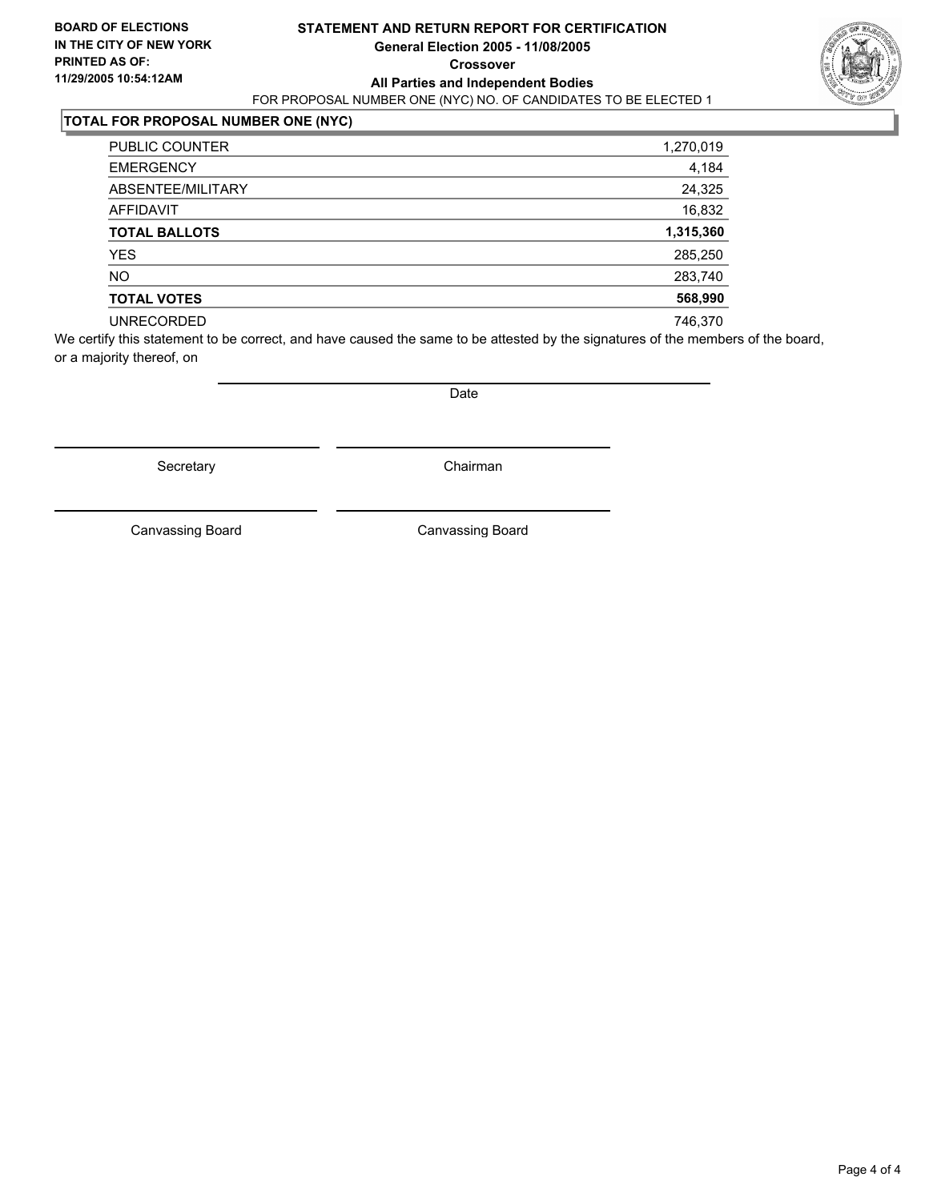**BOARD OF ELECTIONS IN THE CITY OF NEW YORK PRINTED AS OF: 11/29/2005 10:54:12AM**

**STATEMENT AND RETURN REPORT FOR CERTIFICATION**
**General Election 2005 - 11/08/2005**
**Crossover**
**All Parties and Independent Bodies**
FOR PROPOSAL NUMBER ONE (NYC) NO. OF CANDIDATES TO BE ELECTED 1

## TOTAL FOR PROPOSAL NUMBER ONE (NYC)

| | |
|---|---|
| PUBLIC COUNTER | 1,270,019 |
| EMERGENCY | 4,184 |
| ABSENTEE/MILITARY | 24,325 |
| AFFIDAVIT | 16,832 |
| **TOTAL BALLOTS** | **1,315,360** |
| YES | 285,250 |
| NO | 283,740 |
| **TOTAL VOTES** | **568,990** |
| UNRECORDED | 746,370 |

We certify this statement to be correct, and have caused the same to be attested by the signatures of the members of the board, or a majority thereof, on

Date

Secretary

Chairman

Canvassing Board

Canvassing Board